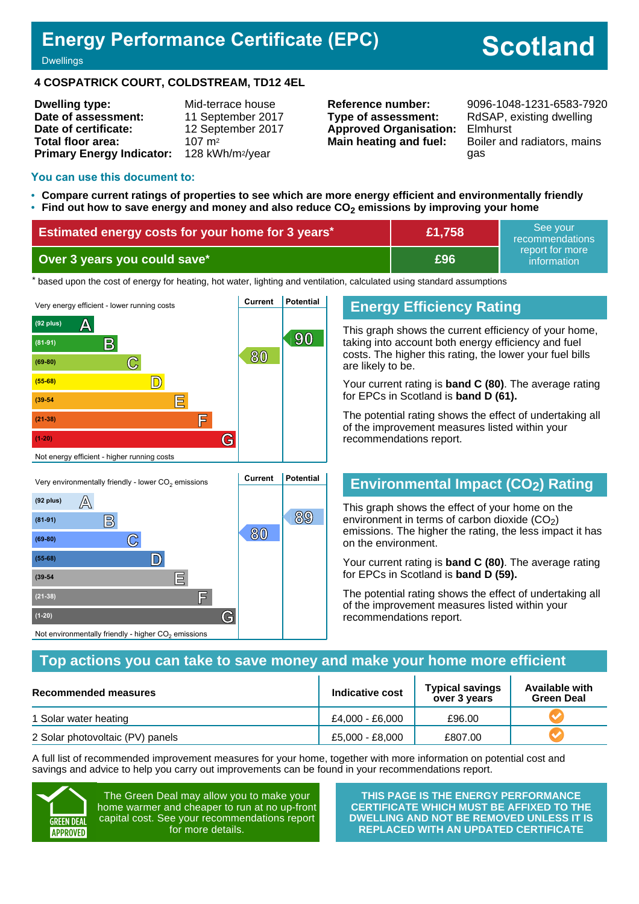# Energy Performance Certificate (EPC)

Dwellings

**Scotland**

## 4 COSPATRICK COURT, COLDSTREAM, TD12 4EL

| | | | |
|---|---|---|---|
| **Dwelling type:** | Mid-terrace house | **Reference number:** | 9096-1048-1231-6583-7920 |
| **Date of assessment:** | 11 September 2017 | **Type of assessment:** | RdSAP, existing dwelling |
| **Date of certificate:** | 12 September 2017 | **Approved Organisation:** | Elmhurst |
| **Total floor area:** | 107 m² | **Main heating and fuel:** | Boiler and radiators, mains gas |
| **Primary Energy Indicator:** | 128 kWh/m²/year | | |

### You can use this document to:

- **Compare current ratings of properties to see which are more energy efficient and environmentally friendly**
- **Find out how to save energy and money and also reduce $CO_2$ emissions by improving your home**

| | | |
|---|---|---|
| **Estimated energy costs for your home for 3 years*** | **£1,758** | See your recommendations report for more information |
| **Over 3 years you could save*** | **£96** | |

* based upon the cost of energy for heating, hot water, lighting and ventilation, calculated using standard assumptions

| Very energy efficient - lower running costs | Current | Potential |
|---|---|---|
| (92 plus) A | | |
| (81-91) B | | 90 |
| (69-80) C | 80 | |
| (55-68) D | | |
| (39-54) E | | |
| (21-38) F | | |
| (1-20) G | | |
| Not energy efficient - higher running costs | | |

## Energy Efficiency Rating

This graph shows the current efficiency of your home, taking into account both energy efficiency and fuel costs. The higher this rating, the lower your fuel bills are likely to be.

Your current rating is **band C (80)**. The average rating for EPCs in Scotland is **band D (61).**

The potential rating shows the effect of undertaking all of the improvement measures listed within your recommendations report.

| Very environmentally friendly - lower $CO_2$ emissions | Current | Potential |
|---|---|---|
| (92 plus) A | | |
| (81-91) B | | 89 |
| (69-80) C | 80 | |
| (55-68) D | | |
| (39-54) E | | |
| (21-38) F | | |
| (1-20) G | | |
| Not environmentally friendly - higher $CO_2$ emissions | | |

## Environmental Impact ($CO_2$) Rating

This graph shows the effect of your home on the environment in terms of carbon dioxide ($CO_2$) emissions. The higher the rating, the less impact it has on the environment.

Your current rating is **band C (80)**. The average rating for EPCs in Scotland is **band D (59).**

The potential rating shows the effect of undertaking all of the improvement measures listed within your recommendations report.

## Top actions you can take to save money and make your home more efficient

| Recommended measures | Indicative cost | Typical savings over 3 years | Available with Green Deal |
|---|---|---|---|
| 1 Solar water heating | £4,000 - £6,000 | £96.00 | ✓ |
| 2 Solar photovoltaic (PV) panels | £5,000 - £8,000 | £807.00 | ✓ |

A full list of recommended improvement measures for your home, together with more information on potential cost and savings and advice to help you carry out improvements can be found in your recommendations report.

GREEN DEAL APPROVED

The Green Deal may allow you to make your home warmer and cheaper to run at no up-front capital cost. See your recommendations report for more details.

**THIS PAGE IS THE ENERGY PERFORMANCE CERTIFICATE WHICH MUST BE AFFIXED TO THE DWELLING AND NOT BE REMOVED UNLESS IT IS REPLACED WITH AN UPDATED CERTIFICATE**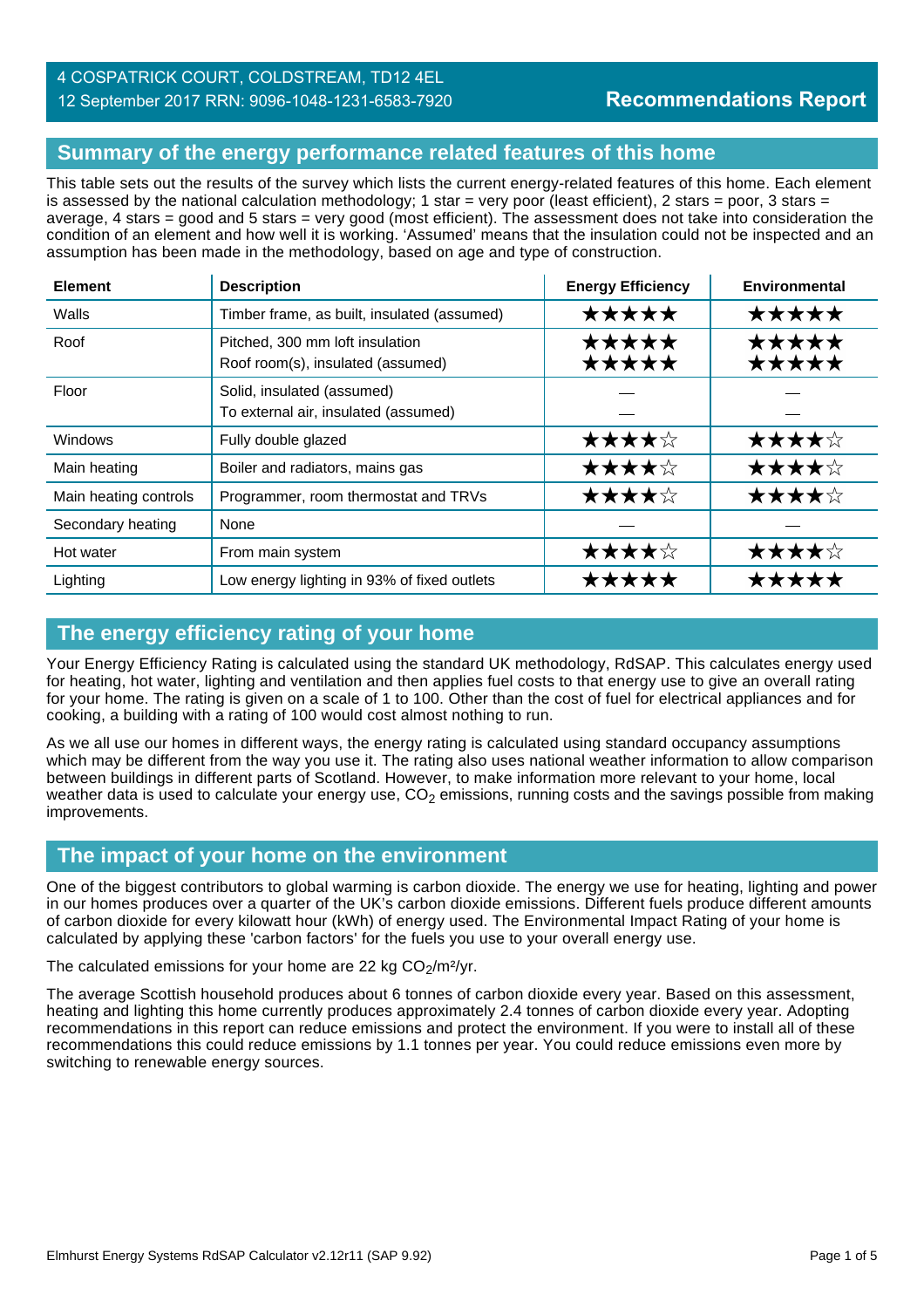4 COSPATRICK COURT, COLDSTREAM, TD12 4EL
12 September 2017 RRN: 9096-1048-1231-6583-7920

**Recommendations Report**

## Summary of the energy performance related features of this home

This table sets out the results of the survey which lists the current energy-related features of this home. Each element is assessed by the national calculation methodology; 1 star = very poor (least efficient), 2 stars = poor, 3 stars = average, 4 stars = good and 5 stars = very good (most efficient). The assessment does not take into consideration the condition of an element and how well it is working. 'Assumed' means that the insulation could not be inspected and an assumption has been made in the methodology, based on age and type of construction.

| Element | Description | Energy Efficiency | Environmental |
|---|---|---|---|
| Walls | Timber frame, as built, insulated (assumed) | ★★★★★ | ★★★★★ |
| Roof | Pitched, 300 mm loft insulation<br>Roof room(s), insulated (assumed) | ★★★★★<br>★★★★★ | ★★★★★<br>★★★★★ |
| Floor | Solid, insulated (assumed)<br>To external air, insulated (assumed) | —<br>— | —<br>— |
| Windows | Fully double glazed | ★★★★☆ | ★★★★☆ |
| Main heating | Boiler and radiators, mains gas | ★★★★☆ | ★★★★☆ |
| Main heating controls | Programmer, room thermostat and TRVs | ★★★★☆ | ★★★★☆ |
| Secondary heating | None | — | — |
| Hot water | From main system | ★★★★☆ | ★★★★☆ |
| Lighting | Low energy lighting in 93% of fixed outlets | ★★★★★ | ★★★★★ |

## The energy efficiency rating of your home

Your Energy Efficiency Rating is calculated using the standard UK methodology, RdSAP. This calculates energy used for heating, hot water, lighting and ventilation and then applies fuel costs to that energy use to give an overall rating for your home. The rating is given on a scale of 1 to 100. Other than the cost of fuel for electrical appliances and for cooking, a building with a rating of 100 would cost almost nothing to run.

As we all use our homes in different ways, the energy rating is calculated using standard occupancy assumptions which may be different from the way you use it. The rating also uses national weather information to allow comparison between buildings in different parts of Scotland. However, to make information more relevant to your home, local weather data is used to calculate your energy use, $CO_2$ emissions, running costs and the savings possible from making improvements.

## The impact of your home on the environment

One of the biggest contributors to global warming is carbon dioxide. The energy we use for heating, lighting and power in our homes produces over a quarter of the UK's carbon dioxide emissions. Different fuels produce different amounts of carbon dioxide for every kilowatt hour (kWh) of energy used. The Environmental Impact Rating of your home is calculated by applying these 'carbon factors' for the fuels you use to your overall energy use.

The calculated emissions for your home are 22 kg $CO_2/m^2/yr$.

The average Scottish household produces about 6 tonnes of carbon dioxide every year. Based on this assessment, heating and lighting this home currently produces approximately 2.4 tonnes of carbon dioxide every year. Adopting recommendations in this report can reduce emissions and protect the environment. If you were to install all of these recommendations this could reduce emissions by 1.1 tonnes per year. You could reduce emissions even more by switching to renewable energy sources.

Elmhurst Energy Systems RdSAP Calculator v2.12r11 (SAP 9.92)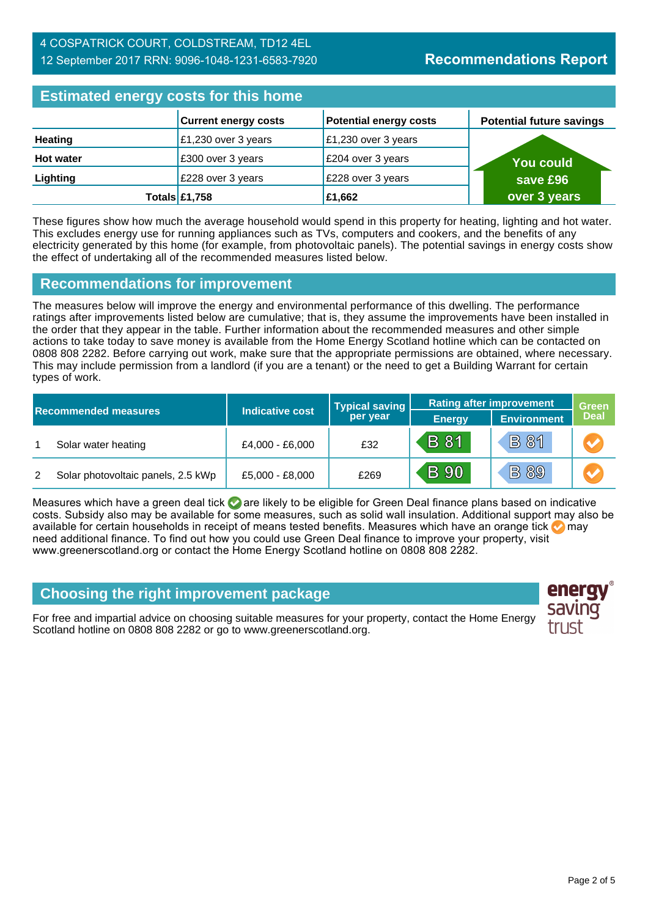4 COSPATRICK COURT, COLDSTREAM, TD12 4EL
12 September 2017 RRN: 9096-1048-1231-6583-7920

# Recommendations Report

## Estimated energy costs for this home

| | Current energy costs | Potential energy costs | Potential future savings |
|---|---|---|---|
| **Heating** | £1,230 over 3 years | £1,230 over 3 years | You could save £96 over 3 years |
| **Hot water** | £300 over 3 years | £204 over 3 years | |
| **Lighting** | £228 over 3 years | £228 over 3 years | |
| **Totals** | **£1,758** | **£1,662** | |

These figures show how much the average household would spend in this property for heating, lighting and hot water. This excludes energy use for running appliances such as TVs, computers and cookers, and the benefits of any electricity generated by this home (for example, from photovoltaic panels). The potential savings in energy costs show the effect of undertaking all of the recommended measures listed below.

## Recommendations for improvement

The measures below will improve the energy and environmental performance of this dwelling. The performance ratings after improvements listed below are cumulative; that is, they assume the improvements have been installed in the order that they appear in the table. Further information about the recommended measures and other simple actions to take today to save money is available from the Home Energy Scotland hotline which can be contacted on 0808 808 2282. Before carrying out work, make sure that the appropriate permissions are obtained, where necessary. This may include permission from a landlord (if you are a tenant) or the need to get a Building Warrant for certain types of work.

| Recommended measures | | Indicative cost | Typical saving per year | Rating after improvement | | Green Deal |
|---|---|---|---|---|---|---|
| | | | | Energy | Environment | |
| 1 | Solar water heating | £4,000 - £6,000 | £32 | B 81 | B 81 | Orange tick |
| 2 | Solar photovoltaic panels, 2.5 kWp | £5,000 - £8,000 | £269 | B 90 | B 89 | Orange tick |

Measures which have a green deal tick are likely to be eligible for Green Deal finance plans based on indicative costs. Subsidy also may be available for some measures, such as solid wall insulation. Additional support may also be available for certain households in receipt of means tested benefits. Measures which have an orange tick may need additional finance. To find out how you could use Green Deal finance to improve your property, visit www.greenerscotland.org or contact the Home Energy Scotland hotline on 0808 808 2282.

## Choosing the right improvement package

For free and impartial advice on choosing suitable measures for your property, contact the Home Energy Scotland hotline on 0808 808 2282 or go to www.greenerscotland.org.

energy saving trust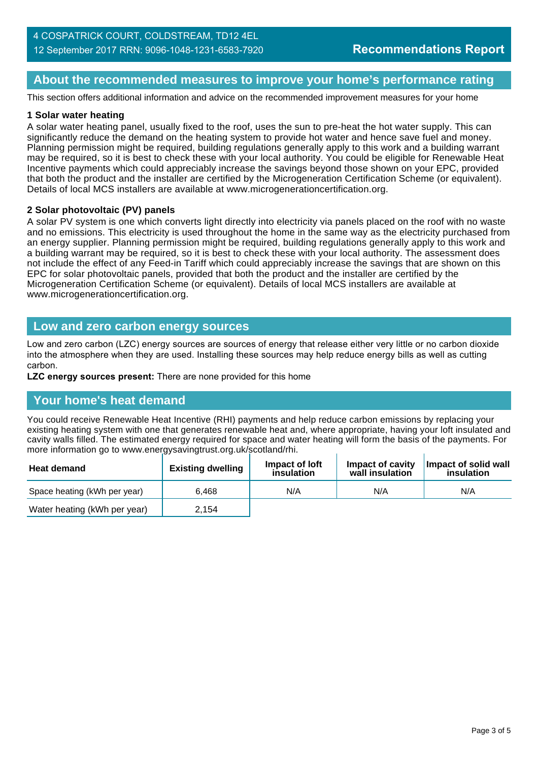## About the recommended measures to improve your home's performance rating

This section offers additional information and advice on the recommended improvement measures for your home

**1 Solar water heating**

A solar water heating panel, usually fixed to the roof, uses the sun to pre-heat the hot water supply. This can significantly reduce the demand on the heating system to provide hot water and hence save fuel and money. Planning permission might be required, building regulations generally apply to this work and a building warrant may be required, so it is best to check these with your local authority. You could be eligible for Renewable Heat Incentive payments which could appreciably increase the savings beyond those shown on your EPC, provided that both the product and the installer are certified by the Microgeneration Certification Scheme (or equivalent). Details of local MCS installers are available at www.microgenerationcertification.org.

**2 Solar photovoltaic (PV) panels**

A solar PV system is one which converts light directly into electricity via panels placed on the roof with no waste and no emissions. This electricity is used throughout the home in the same way as the electricity purchased from an energy supplier. Planning permission might be required, building regulations generally apply to this work and a building warrant may be required, so it is best to check these with your local authority. The assessment does not include the effect of any Feed-in Tariff which could appreciably increase the savings that are shown on this EPC for solar photovoltaic panels, provided that both the product and the installer are certified by the Microgeneration Certification Scheme (or equivalent). Details of local MCS installers are available at www.microgenerationcertification.org.

## Low and zero carbon energy sources

Low and zero carbon (LZC) energy sources are sources of energy that release either very little or no carbon dioxide into the atmosphere when they are used. Installing these sources may help reduce energy bills as well as cutting carbon.

**LZC energy sources present:** There are none provided for this home

## Your home's heat demand

You could receive Renewable Heat Incentive (RHI) payments and help reduce carbon emissions by replacing your existing heating system with one that generates renewable heat and, where appropriate, having your loft insulated and cavity walls filled. The estimated energy required for space and water heating will form the basis of the payments. For more information go to www.energysavingtrust.org.uk/scotland/rhi.

| Heat demand | Existing dwelling | Impact of loft insulation | Impact of cavity wall insulation | Impact of solid wall insulation |
|---|---|---|---|---|
| Space heating (kWh per year) | 6,468 | N/A | N/A | N/A |
| Water heating (kWh per year) | 2,154 | | | |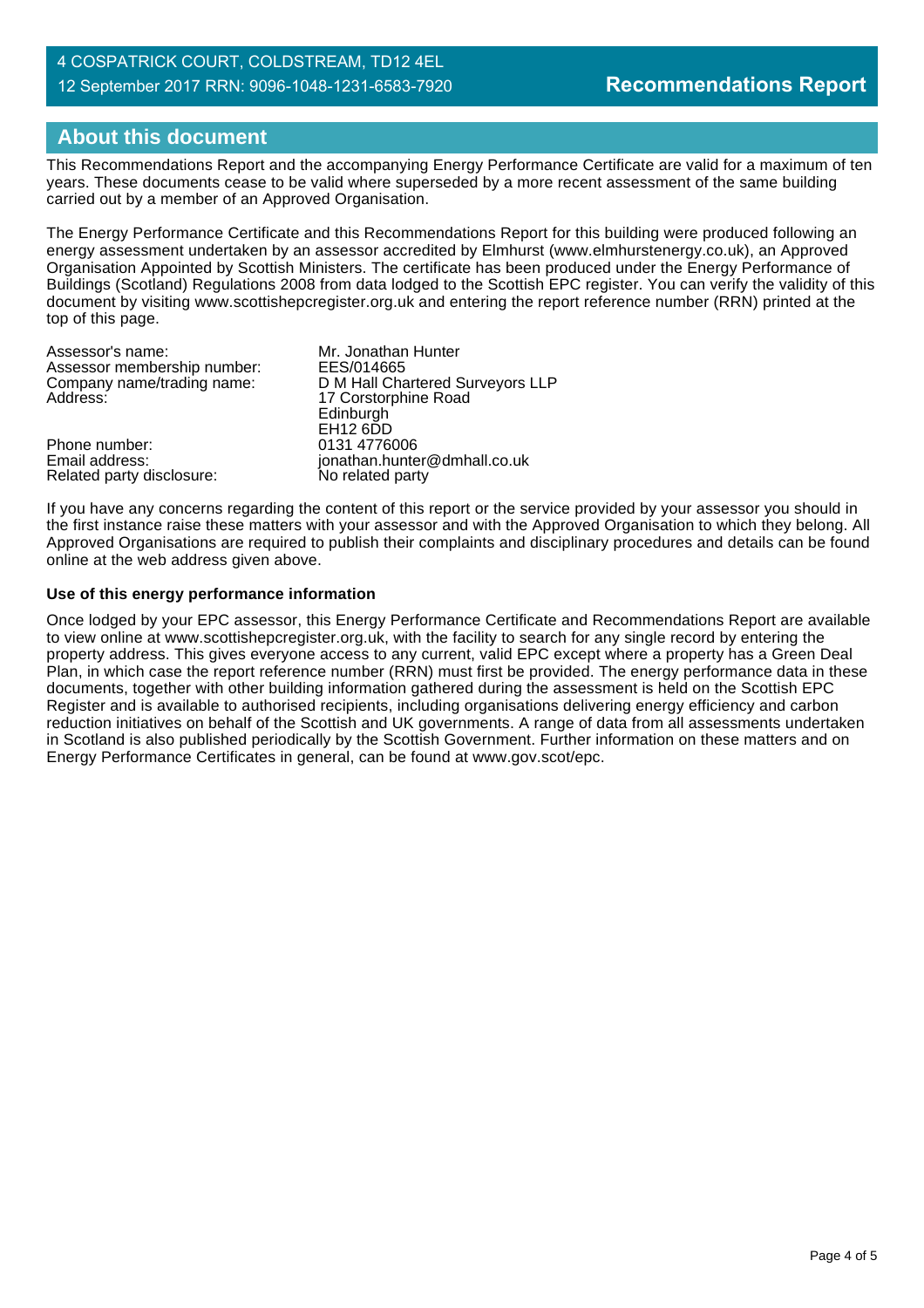## About this document

This Recommendations Report and the accompanying Energy Performance Certificate are valid for a maximum of ten years. These documents cease to be valid where superseded by a more recent assessment of the same building carried out by a member of an Approved Organisation.

The Energy Performance Certificate and this Recommendations Report for this building were produced following an energy assessment undertaken by an assessor accredited by Elmhurst (www.elmhurstenergy.co.uk), an Approved Organisation Appointed by Scottish Ministers. The certificate has been produced under the Energy Performance of Buildings (Scotland) Regulations 2008 from data lodged to the Scottish EPC register. You can verify the validity of this document by visiting www.scottishepcregister.org.uk and entering the report reference number (RRN) printed at the top of this page.

| | |
|---|---|
| Assessor's name: | Mr. Jonathan Hunter |
| Assessor membership number: | EES/014665 |
| Company name/trading name: | D M Hall Chartered Surveyors LLP |
| Address: | 17 Corstorphine Road<br>Edinburgh<br>EH12 6DD |
| Phone number: | 0131 4776006 |
| Email address: | jonathan.hunter@dmhall.co.uk |
| Related party disclosure: | No related party |

If you have any concerns regarding the content of this report or the service provided by your assessor you should in the first instance raise these matters with your assessor and with the Approved Organisation to which they belong. All Approved Organisations are required to publish their complaints and disciplinary procedures and details can be found online at the web address given above.

**Use of this energy performance information**

Once lodged by your EPC assessor, this Energy Performance Certificate and Recommendations Report are available to view online at www.scottishepcregister.org.uk, with the facility to search for any single record by entering the property address. This gives everyone access to any current, valid EPC except where a property has a Green Deal Plan, in which case the report reference number (RRN) must first be provided. The energy performance data in these documents, together with other building information gathered during the assessment is held on the Scottish EPC Register and is available to authorised recipients, including organisations delivering energy efficiency and carbon reduction initiatives on behalf of the Scottish and UK governments. A range of data from all assessments undertaken in Scotland is also published periodically by the Scottish Government. Further information on these matters and on Energy Performance Certificates in general, can be found at www.gov.scot/epc.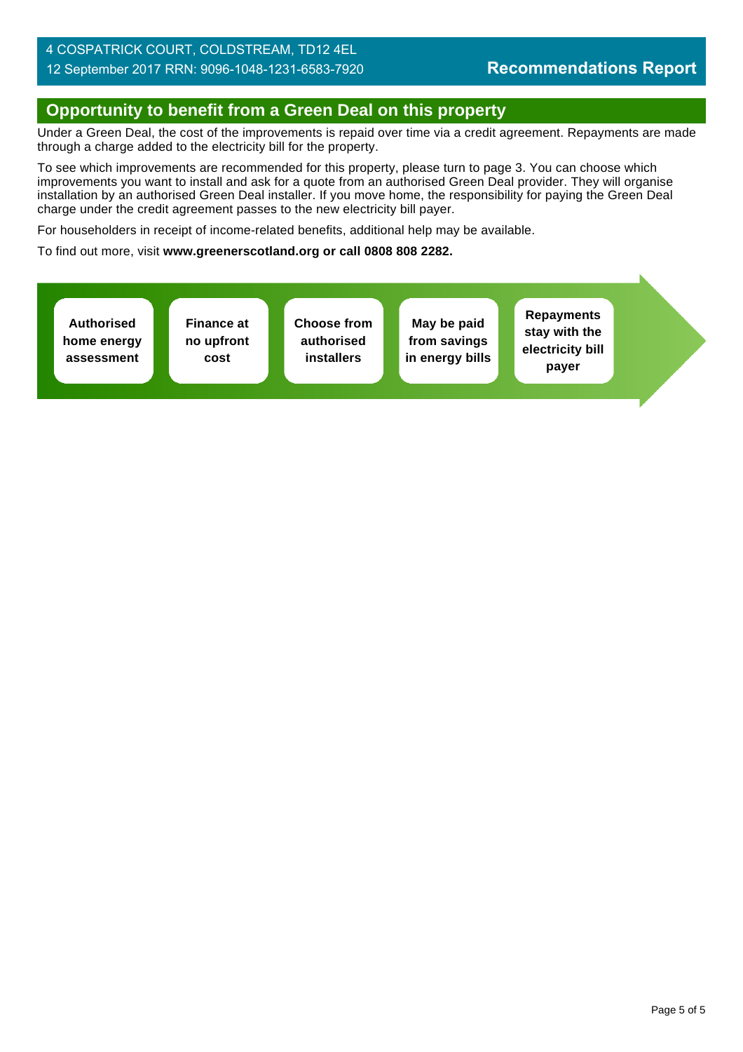## Opportunity to benefit from a Green Deal on this property

Under a Green Deal, the cost of the improvements is repaid over time via a credit agreement. Repayments are made through a charge added to the electricity bill for the property.

To see which improvements are recommended for this property, please turn to page 3. You can choose which improvements you want to install and ask for a quote from an authorised Green Deal provider. They will organise installation by an authorised Green Deal installer. If you move home, the responsibility for paying the Green Deal charge under the credit agreement passes to the new electricity bill payer.

For householders in receipt of income-related benefits, additional help may be available.

To find out more, visit **www.greenerscotland.org or call 0808 808 2282.**

**Authorised home energy assessment**

**Finance at no upfront cost**

**Choose from authorised installers**

**May be paid from savings in energy bills**

**Repayments stay with the electricity bill payer**